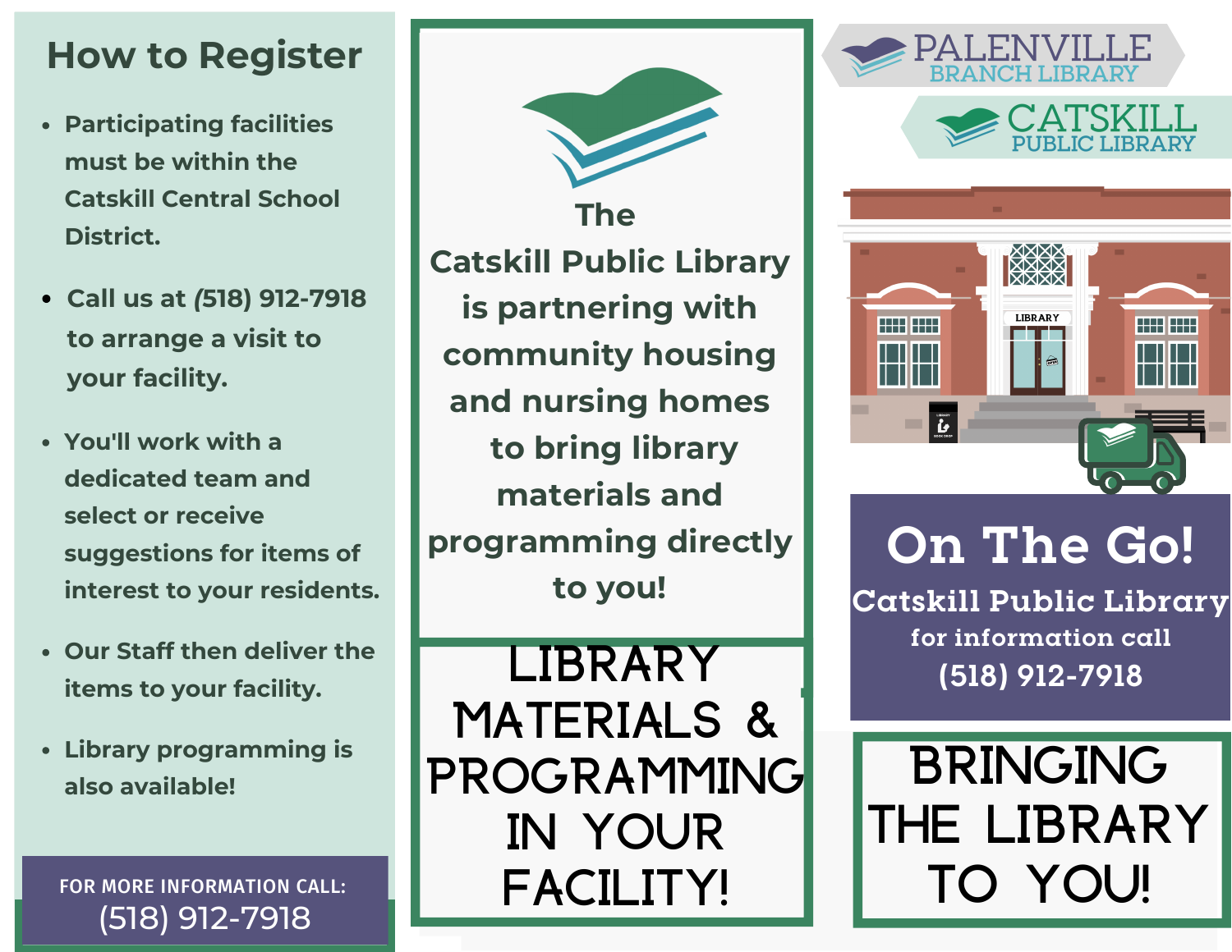## How to Register

- Participating facilities must be within the Catskill Central School District.
- Call us at (518) 912-7918 to arrange a visit to your facility.
- You'll work with a dedicated team and select or receive suggestions for items of interest to your residents.
- Our Staff then deliver the items to your facility.
- Library programming is also available!

FOR MORE INFORMATION CALL:
(518) 912-7918

**The Catskill Public Library is partnering with community housing and nursing homes to bring library materials and programming directly to you!**

# LIBRARY MATERIALS & PROGRAMMING IN YOUR FACILITY!

PALENVILLE BRANCH LIBRARY

CATSKILL PUBLIC LIBRARY

# On The Go!

**Catskill Public Library**

for information call

(518) 912-7918

# BRINGING THE LIBRARY TO YOU!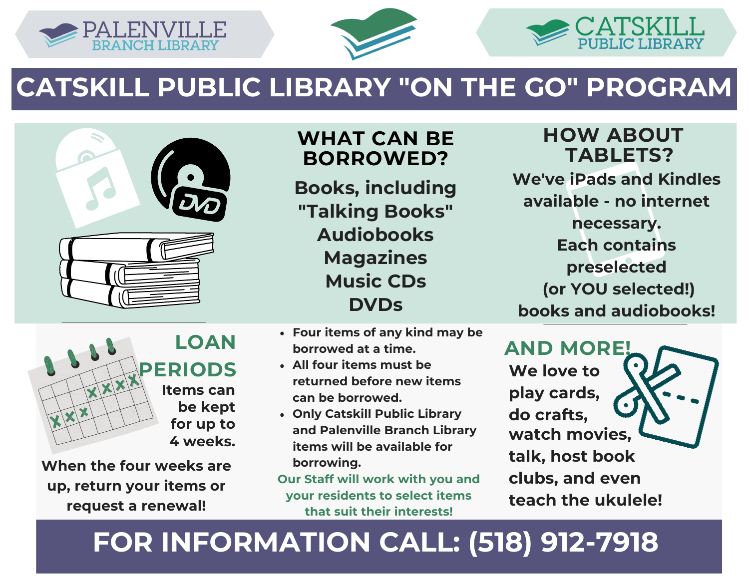PALENVILLE BRANCH LIBRARY

CATSKILL PUBLIC LIBRARY

# CATSKILL PUBLIC LIBRARY "ON THE GO" PROGRAM

## WHAT CAN BE BORROWED?

Books, including "Talking Books"
Audiobooks
Magazines
Music CDs
DVDs

## HOW ABOUT TABLETS?

We've iPads and Kindles available - no internet necessary.
Each contains preselected (or YOU selected!) books and audiobooks!

## LOAN PERIODS

Items can be kept for up to 4 weeks.

When the four weeks are up, return your items or request a renewal!

- Four items of any kind may be borrowed at a time.
- All four items must be returned before new items can be borrowed.
- Only Catskill Public Library and Palenville Branch Library items will be available for borrowing.

Our Staff will work with you and your residents to select items that suit their interests!

## AND MORE!

We love to play cards, do crafts, watch movies, talk, host book clubs, and even teach the ukulele!

## FOR INFORMATION CALL: (518) 912-7918